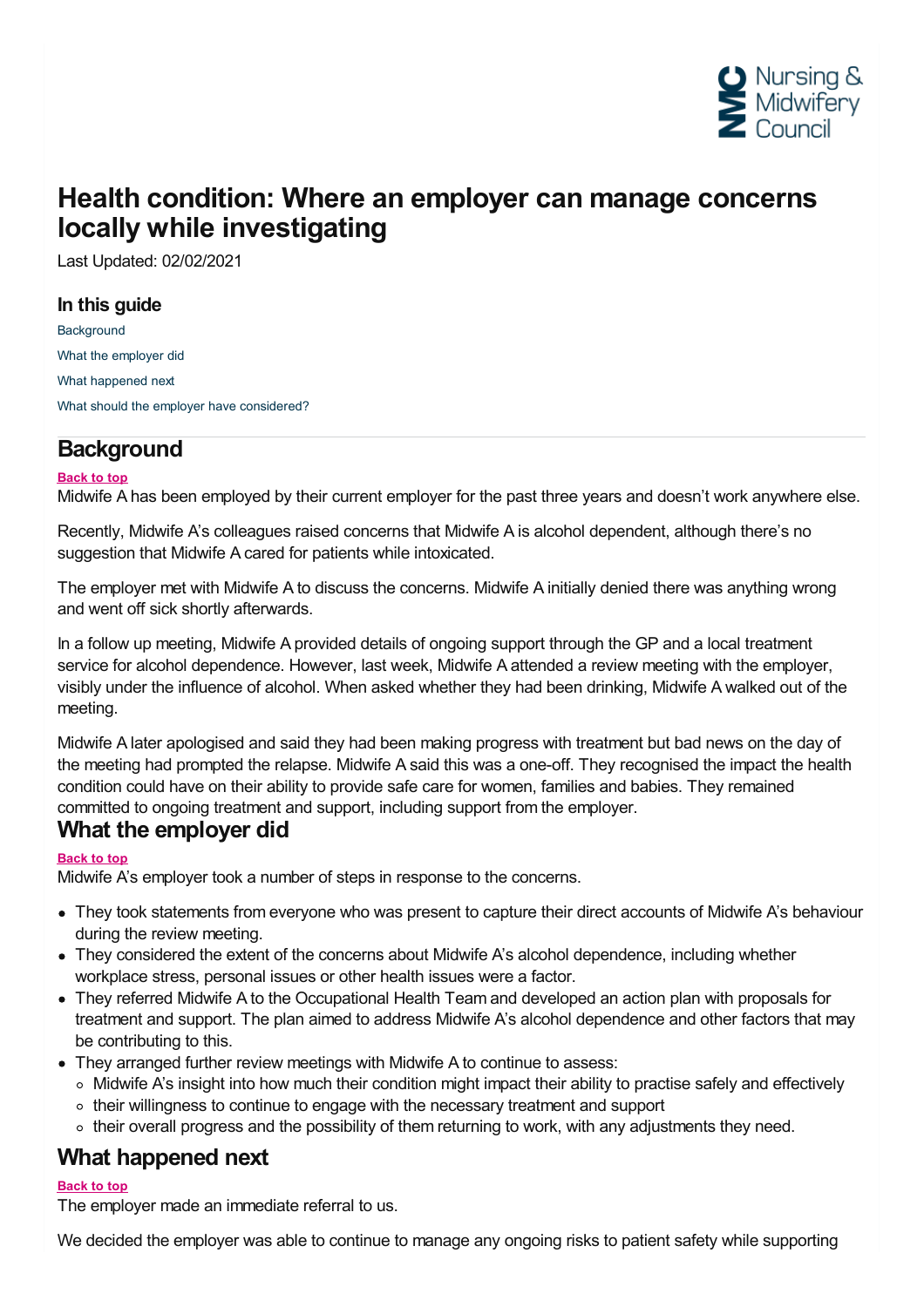# Health condition: Where an employer can manage concerns locally while investigating

Last Updated: 02/02/2021

### In this guide

- Background
- What the employer did
- What happened next
- What should the employer have considered?

## Background

Back to top

Midwife A has been employed by their current employer for the past three years and doesn't work anywhere else.

Recently, Midwife A's colleagues raised concerns that Midwife A is alcohol dependent, although there's no suggestion that Midwife A cared for patients while intoxicated.

The employer met with Midwife A to discuss the concerns. Midwife A initially denied there was anything wrong and went off sick shortly afterwards.

In a follow up meeting, Midwife A provided details of ongoing support through the GP and a local treatment service for alcohol dependence. However, last week, Midwife A attended a review meeting with the employer, visibly under the influence of alcohol. When asked whether they had been drinking, Midwife A walked out of the meeting.

Midwife A later apologised and said they had been making progress with treatment but bad news on the day of the meeting had prompted the relapse. Midwife A said this was a one-off. They recognised the impact the health condition could have on their ability to provide safe care for women, families and babies. They remained committed to ongoing treatment and support, including support from the employer.

## What the employer did

Back to top

Midwife A's employer took a number of steps in response to the concerns.

- They took statements from everyone who was present to capture their direct accounts of Midwife A's behaviour during the review meeting.
- They considered the extent of the concerns about Midwife A's alcohol dependence, including whether workplace stress, personal issues or other health issues were a factor.
- They referred Midwife A to the Occupational Health Team and developed an action plan with proposals for treatment and support. The plan aimed to address Midwife A's alcohol dependence and other factors that may be contributing to this.
- They arranged further review meetings with Midwife A to continue to assess:
  - Midwife A's insight into how much their condition might impact their ability to practise safely and effectively
  - their willingness to continue to engage with the necessary treatment and support
  - their overall progress and the possibility of them returning to work, with any adjustments they need.

## What happened next

Back to top

The employer made an immediate referral to us.

We decided the employer was able to continue to manage any ongoing risks to patient safety while supporting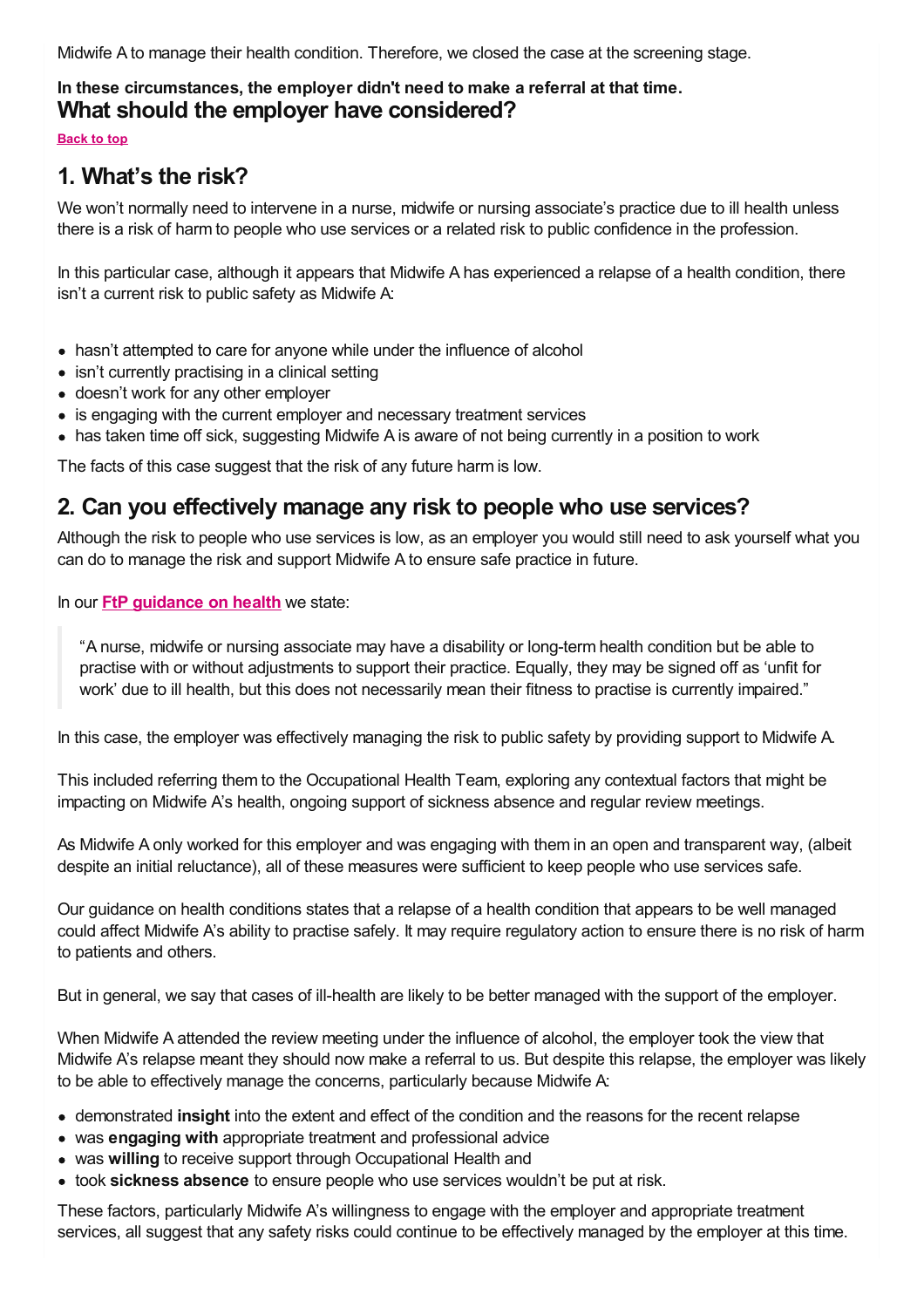Midwife A to manage their health condition. Therefore, we closed the case at the screening stage.

**In these circumstances, the employer didn't need to make a referral at that time.**

## What should the employer have considered?

[Back to top](#)

## 1. What's the risk?

We won't normally need to intervene in a nurse, midwife or nursing associate's practice due to ill health unless there is a risk of harm to people who use services or a related risk to public confidence in the profession.

In this particular case, although it appears that Midwife A has experienced a relapse of a health condition, there isn't a current risk to public safety as Midwife A:

- hasn't attempted to care for anyone while under the influence of alcohol
- isn't currently practising in a clinical setting
- doesn't work for any other employer
- is engaging with the current employer and necessary treatment services
- has taken time off sick, suggesting Midwife A is aware of not being currently in a position to work

The facts of this case suggest that the risk of any future harm is low.

## 2. Can you effectively manage any risk to people who use services?

Although the risk to people who use services is low, as an employer you would still need to ask yourself what you can do to manage the risk and support Midwife A to ensure safe practice in future.

In our **[FtP guidance on health](#)** we state:

> "A nurse, midwife or nursing associate may have a disability or long-term health condition but be able to practise with or without adjustments to support their practice. Equally, they may be signed off as 'unfit for work' due to ill health, but this does not necessarily mean their fitness to practise is currently impaired."

In this case, the employer was effectively managing the risk to public safety by providing support to Midwife A.

This included referring them to the Occupational Health Team, exploring any contextual factors that might be impacting on Midwife A's health, ongoing support of sickness absence and regular review meetings.

As Midwife A only worked for this employer and was engaging with them in an open and transparent way, (albeit despite an initial reluctance), all of these measures were sufficient to keep people who use services safe.

Our guidance on health conditions states that a relapse of a health condition that appears to be well managed could affect Midwife A's ability to practise safely. It may require regulatory action to ensure there is no risk of harm to patients and others.

But in general, we say that cases of ill-health are likely to be better managed with the support of the employer.

When Midwife A attended the review meeting under the influence of alcohol, the employer took the view that Midwife A's relapse meant they should now make a referral to us. But despite this relapse, the employer was likely to be able to effectively manage the concerns, particularly because Midwife A:

- demonstrated **insight** into the extent and effect of the condition and the reasons for the recent relapse
- was **engaging with** appropriate treatment and professional advice
- was **willing** to receive support through Occupational Health and
- took **sickness absence** to ensure people who use services wouldn't be put at risk.

These factors, particularly Midwife A's willingness to engage with the employer and appropriate treatment services, all suggest that any safety risks could continue to be effectively managed by the employer at this time.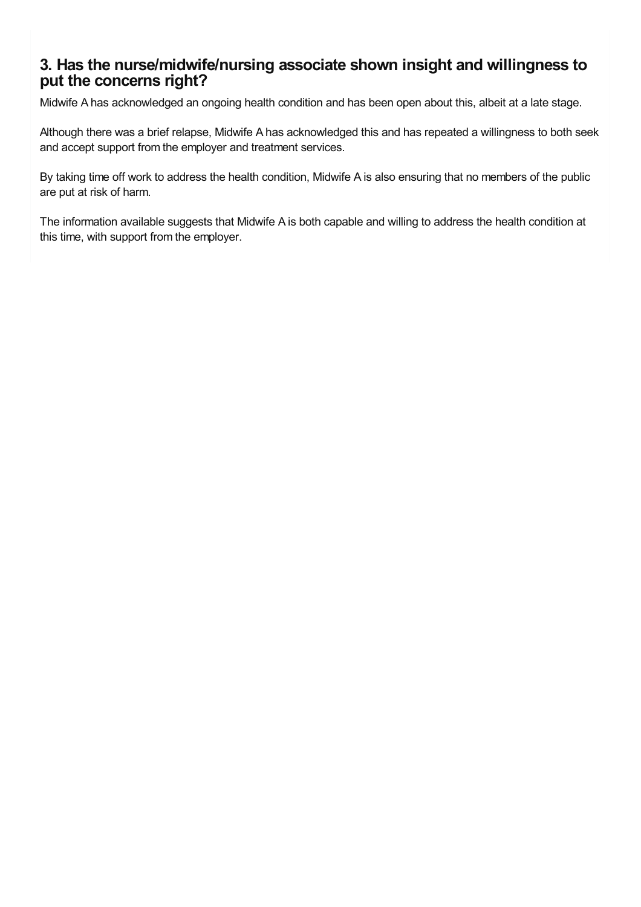## 3. Has the nurse/midwife/nursing associate shown insight and willingness to put the concerns right?

Midwife A has acknowledged an ongoing health condition and has been open about this, albeit at a late stage.

Although there was a brief relapse, Midwife A has acknowledged this and has repeated a willingness to both seek and accept support from the employer and treatment services.

By taking time off work to address the health condition, Midwife A is also ensuring that no members of the public are put at risk of harm.

The information available suggests that Midwife A is both capable and willing to address the health condition at this time, with support from the employer.